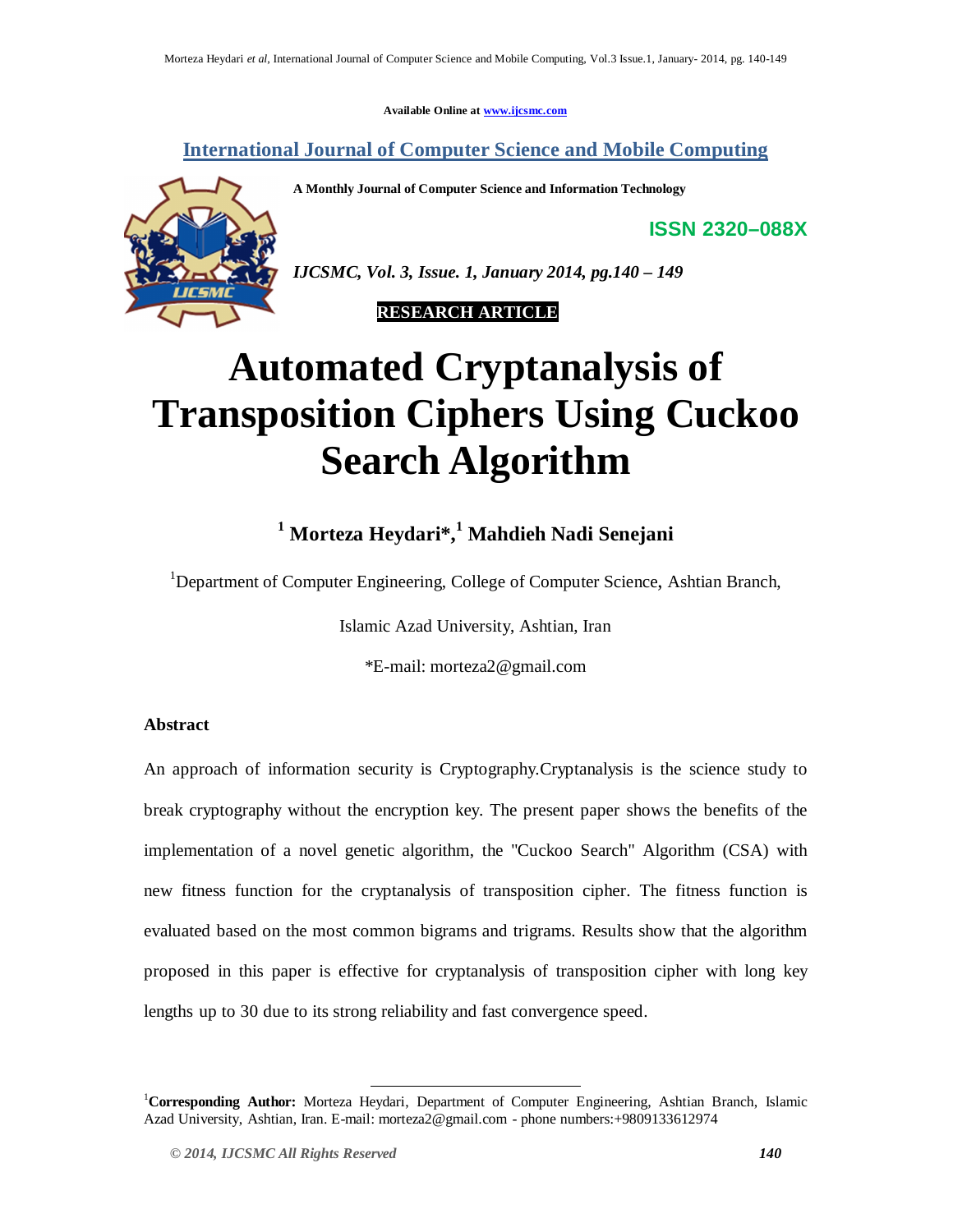Available Online at www.ijcsmc.com

## International Journal of Computer Science and Mobile Computing

**A Monthly Journal of Computer Science and Information Technology**

**ISSN 2320–088X**

***IJCSMC, Vol. 3, Issue. 1, January 2014, pg.140 – 149***

**RESEARCH ARTICLE**

# Automated Cryptanalysis of Transposition Ciphers Using Cuckoo Search Algorithm

**[1] Morteza Heydari\*,[1] Mahdieh Nadi Senejani**

[1]Department of Computer Engineering, College of Computer Science, Ashtian Branch,

Islamic Azad University, Ashtian, Iran

\*E-mail: morteza2@gmail.com

### Abstract

An approach of information security is Cryptography.Cryptanalysis is the science study to break cryptography without the encryption key. The present paper shows the benefits of the implementation of a novel genetic algorithm, the "Cuckoo Search" Algorithm (CSA) with new fitness function for the cryptanalysis of transposition cipher. The fitness function is evaluated based on the most common bigrams and trigrams. Results show that the algorithm proposed in this paper is effective for cryptanalysis of transposition cipher with long key lengths up to 30 due to its strong reliability and fast convergence speed.

---

[1]**Corresponding Author:** Morteza Heydari, Department of Computer Engineering, Ashtian Branch, Islamic Azad University, Ashtian, Iran. E-mail: morteza2@gmail.com - phone numbers:+9809133612974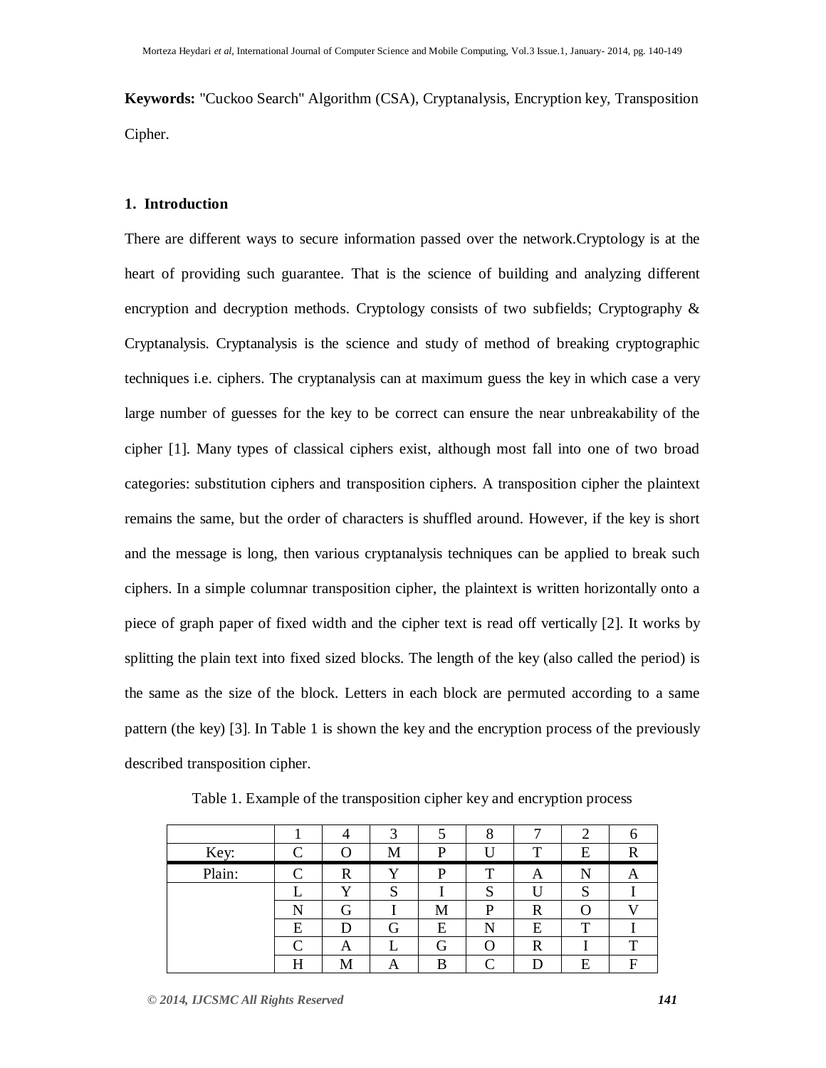**Keywords:** "Cuckoo Search" Algorithm (CSA), Cryptanalysis, Encryption key, Transposition Cipher.

## 1. Introduction

There are different ways to secure information passed over the network.Cryptology is at the heart of providing such guarantee. That is the science of building and analyzing different encryption and decryption methods. Cryptology consists of two subfields; Cryptography & Cryptanalysis. Cryptanalysis is the science and study of method of breaking cryptographic techniques i.e. ciphers. The cryptanalysis can at maximum guess the key in which case a very large number of guesses for the key to be correct can ensure the near unbreakability of the cipher [1]. Many types of classical ciphers exist, although most fall into one of two broad categories: substitution ciphers and transposition ciphers. A transposition cipher the plaintext remains the same, but the order of characters is shuffled around. However, if the key is short and the message is long, then various cryptanalysis techniques can be applied to break such ciphers. In a simple columnar transposition cipher, the plaintext is written horizontally onto a piece of graph paper of fixed width and the cipher text is read off vertically [2]. It works by splitting the plain text into fixed sized blocks. The length of the key (also called the period) is the same as the size of the block. Letters in each block are permuted according to a same pattern (the key) [3]. In Table 1 is shown the key and the encryption process of the previously described transposition cipher.

Table 1. Example of the transposition cipher key and encryption process

| | 1 | 4 | 3 | 5 | 8 | 7 | 2 | 6 |
|---|---|---|---|---|---|---|---|---|
| Key: | C | O | M | P | U | T | E | R |
| Plain: | C | R | Y | P | T | A | N | A |
| | L | Y | S | I | S | U | S | I |
| | N | G | I | M | P | R | O | V |
| | E | D | G | E | N | E | T | I |
| | C | A | L | G | O | R | I | T |
| | H | M | A | B | C | D | E | F |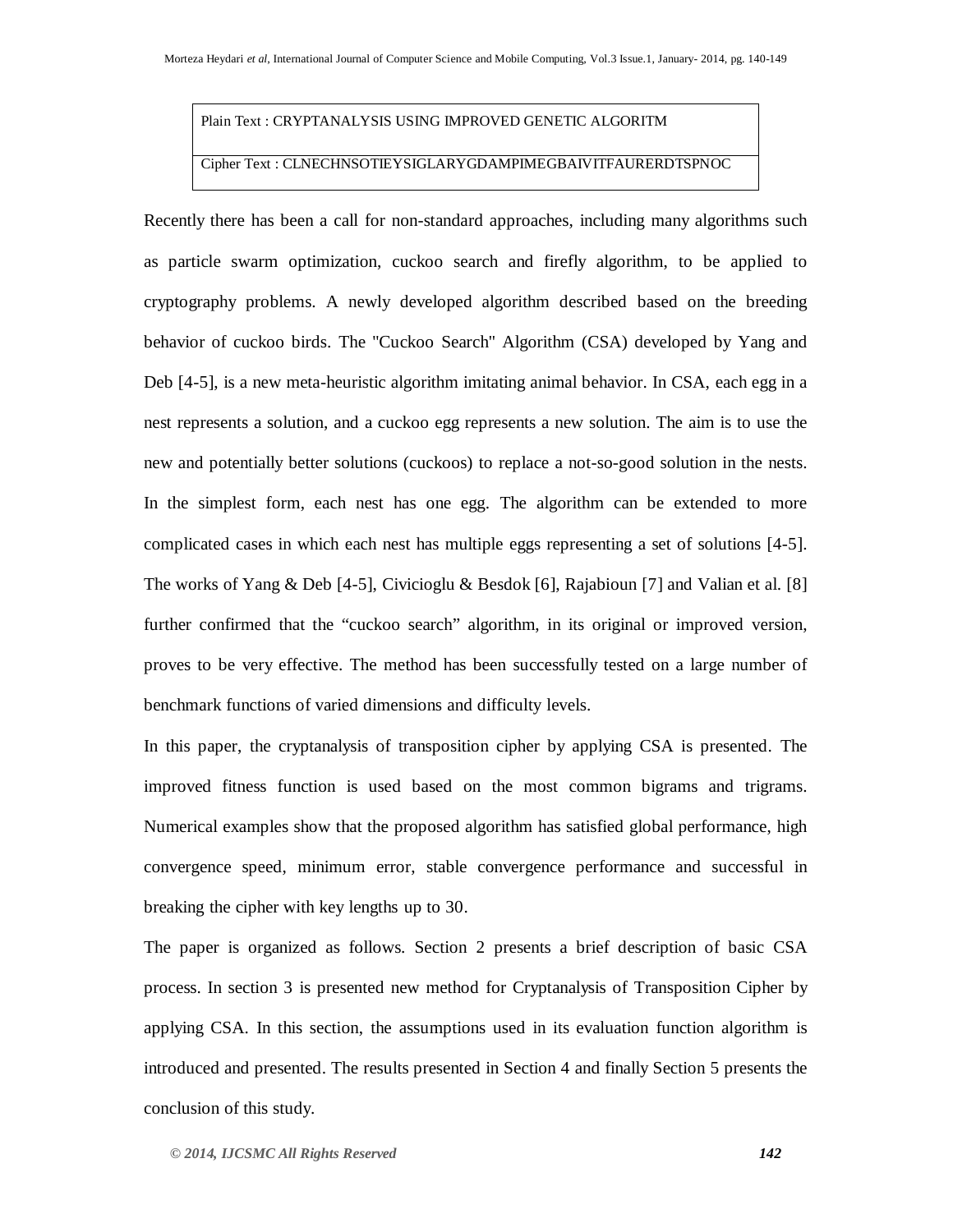| Plain Text : CRYPTANALYSIS USING IMPROVED GENETIC ALGORITM |
| --- |
| Cipher Text : CLNECHNSOTIEYSIGLARYGDAMPIMEGBAIVITFAURERDTSPNOC |

Recently there has been a call for non-standard approaches, including many algorithms such as particle swarm optimization, cuckoo search and firefly algorithm, to be applied to cryptography problems. A newly developed algorithm described based on the breeding behavior of cuckoo birds. The "Cuckoo Search" Algorithm (CSA) developed by Yang and Deb [4-5], is a new meta-heuristic algorithm imitating animal behavior. In CSA, each egg in a nest represents a solution, and a cuckoo egg represents a new solution. The aim is to use the new and potentially better solutions (cuckoos) to replace a not-so-good solution in the nests. In the simplest form, each nest has one egg. The algorithm can be extended to more complicated cases in which each nest has multiple eggs representing a set of solutions [4-5]. The works of Yang & Deb [4-5], Civicioglu & Besdok [6], Rajabioun [7] and Valian et al. [8] further confirmed that the “cuckoo search” algorithm, in its original or improved version, proves to be very effective. The method has been successfully tested on a large number of benchmark functions of varied dimensions and difficulty levels.

In this paper, the cryptanalysis of transposition cipher by applying CSA is presented. The improved fitness function is used based on the most common bigrams and trigrams. Numerical examples show that the proposed algorithm has satisfied global performance, high convergence speed, minimum error, stable convergence performance and successful in breaking the cipher with key lengths up to 30.

The paper is organized as follows. Section 2 presents a brief description of basic CSA process. In section 3 is presented new method for Cryptanalysis of Transposition Cipher by applying CSA. In this section, the assumptions used in its evaluation function algorithm is introduced and presented. The results presented in Section 4 and finally Section 5 presents the conclusion of this study.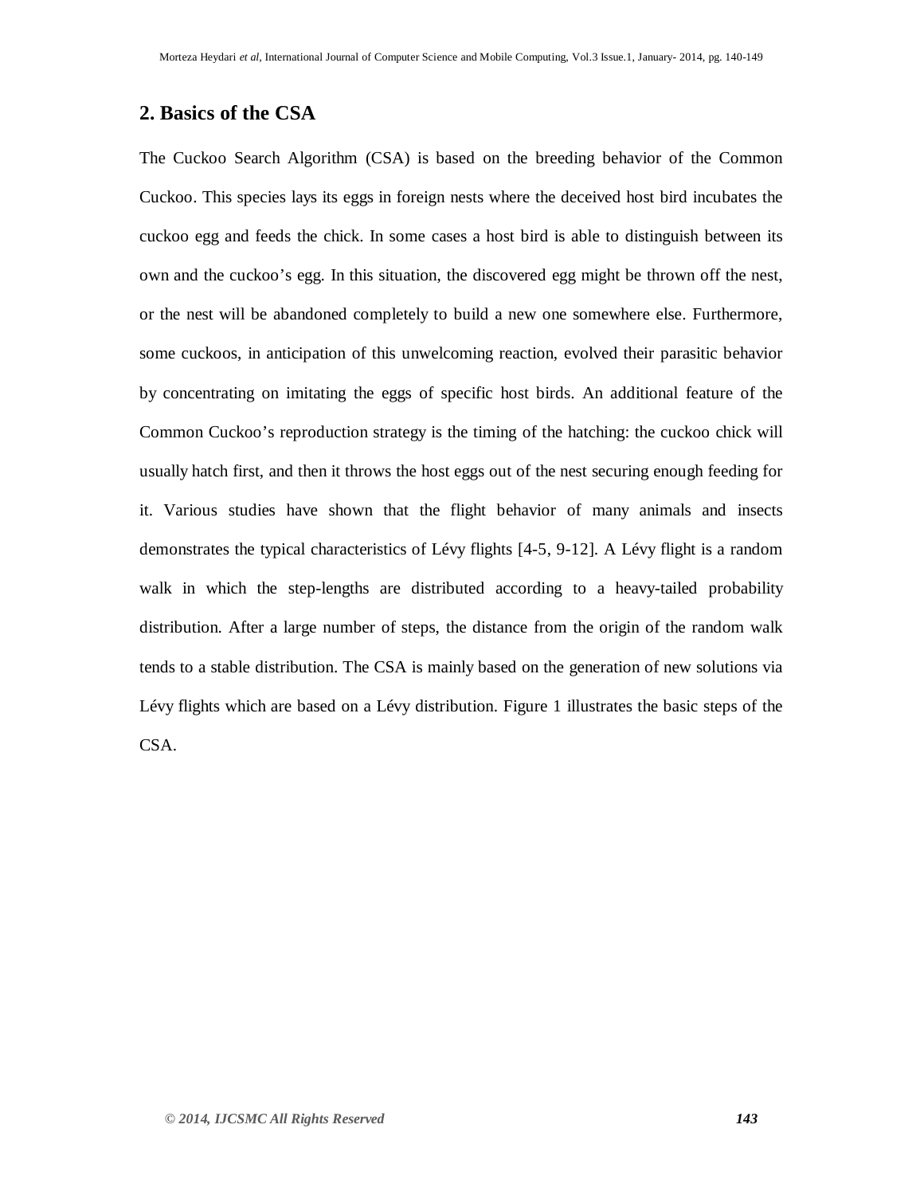## 2. Basics of the CSA

The Cuckoo Search Algorithm (CSA) is based on the breeding behavior of the Common Cuckoo. This species lays its eggs in foreign nests where the deceived host bird incubates the cuckoo egg and feeds the chick. In some cases a host bird is able to distinguish between its own and the cuckoo's egg. In this situation, the discovered egg might be thrown off the nest, or the nest will be abandoned completely to build a new one somewhere else. Furthermore, some cuckoos, in anticipation of this unwelcoming reaction, evolved their parasitic behavior by concentrating on imitating the eggs of specific host birds. An additional feature of the Common Cuckoo's reproduction strategy is the timing of the hatching: the cuckoo chick will usually hatch first, and then it throws the host eggs out of the nest securing enough feeding for it. Various studies have shown that the flight behavior of many animals and insects demonstrates the typical characteristics of Lévy flights [4-5, 9-12]. A Lévy flight is a random walk in which the step-lengths are distributed according to a heavy-tailed probability distribution. After a large number of steps, the distance from the origin of the random walk tends to a stable distribution. The CSA is mainly based on the generation of new solutions via Lévy flights which are based on a Lévy distribution. Figure 1 illustrates the basic steps of the CSA.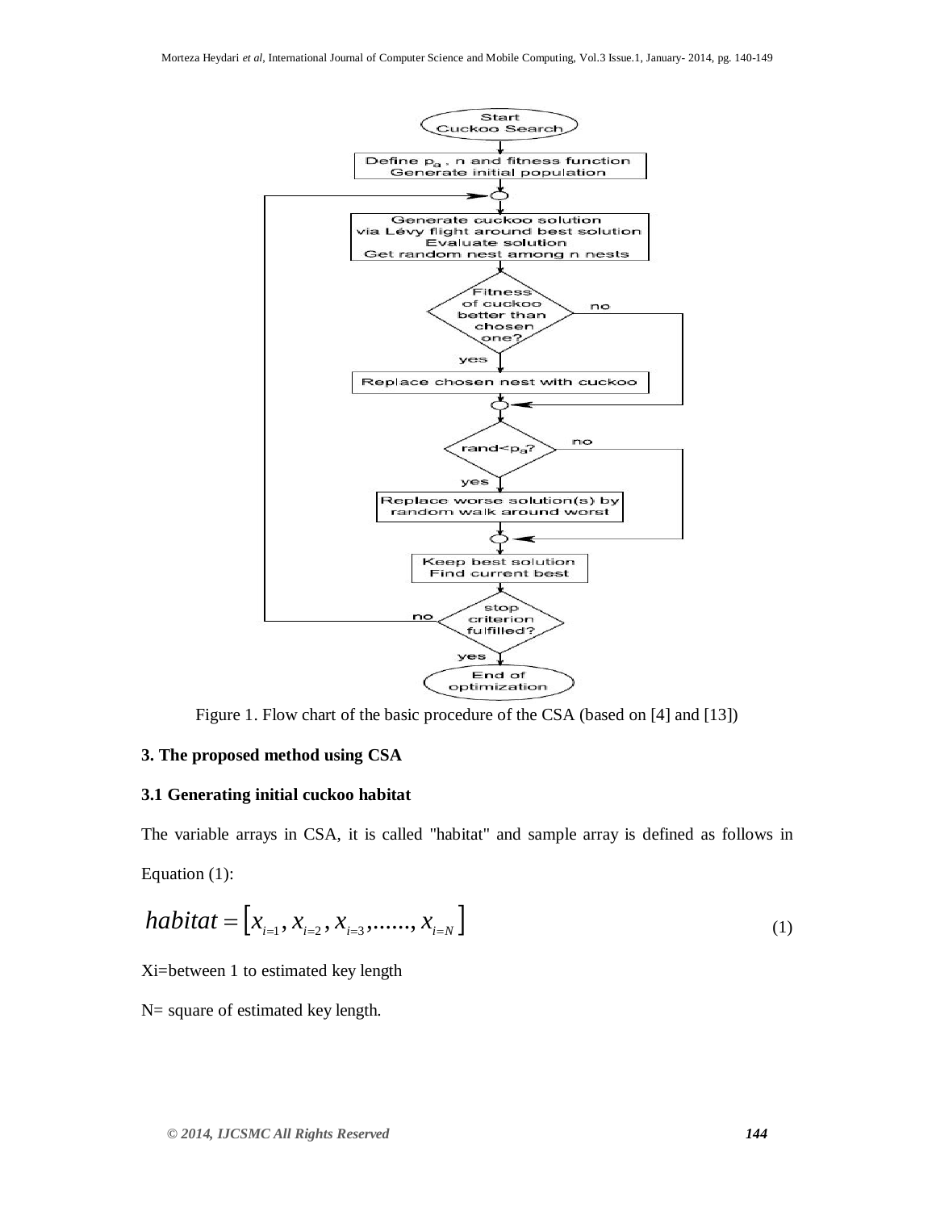Figure 1. Flow chart of the basic procedure of the CSA (based on [4] and [13])

### 3. The proposed method using CSA

### 3.1 Generating initial cuckoo habitat

The variable arrays in CSA, it is called "habitat" and sample array is defined as follows in Equation (1):

$$habitat = \left[ x_{i=1}, x_{i=2}, x_{i=3}, ......, x_{i=N} \right] \tag{1}$$

Xi=between 1 to estimated key length

N= square of estimated key length.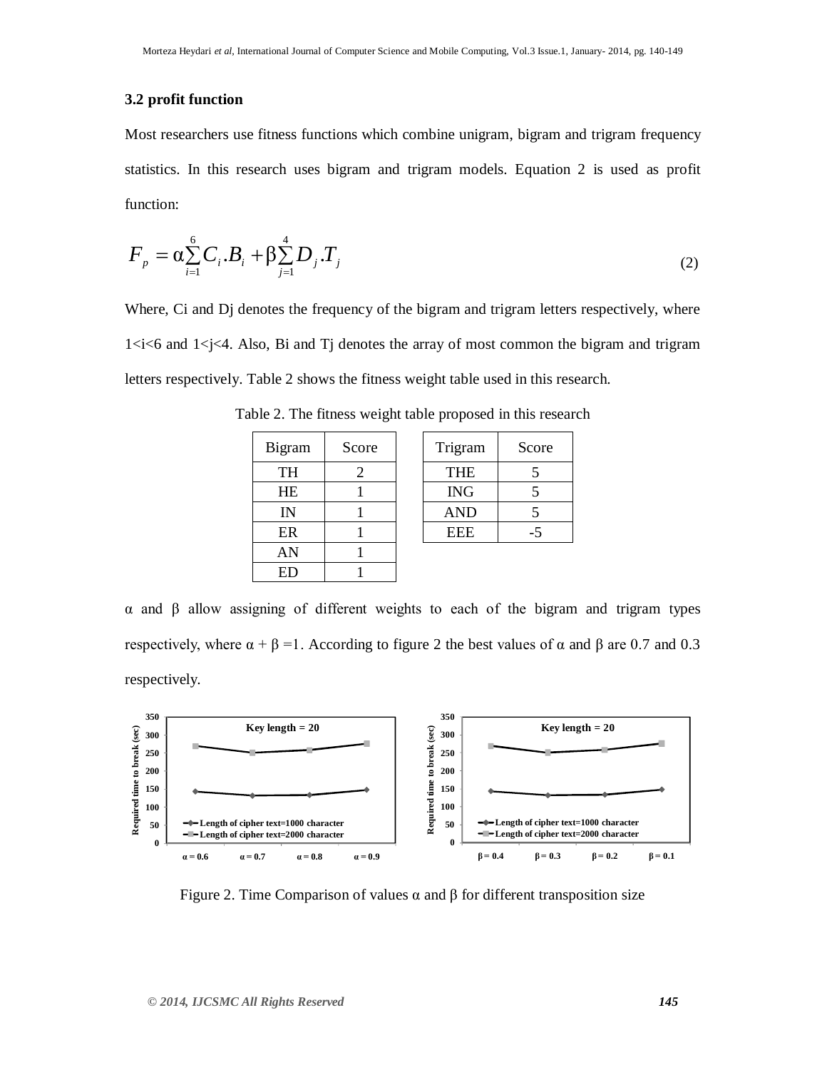### 3.2 profit function

Most researchers use fitness functions which combine unigram, bigram and trigram frequency statistics. In this research uses bigram and trigram models. Equation 2 is used as profit function:

$$F_p = \alpha \sum_{i=1}^{6} C_i . B_i + \beta \sum_{j=1}^{4} D_j . T_j \tag{2}$$

Where, Ci and Dj denotes the frequency of the bigram and trigram letters respectively, where 1<i<6 and 1<j<4. Also, Bi and Tj denotes the array of most common the bigram and trigram letters respectively. Table 2 shows the fitness weight table used in this research.

Table 2. The fitness weight table proposed in this research

| Bigram | Score |
|---|---|
| TH | 2 |
| HE | 1 |
| IN | 1 |
| ER | 1 |
| AN | 1 |
| ED | 1 |

| Trigram | Score |
|---|---|
| THE | 5 |
| ING | 5 |
| AND | 5 |
| EEE | -5 |

α and β allow assigning of different weights to each of the bigram and trigram types respectively, where α + β =1. According to figure 2 the best values of α and β are 0.7 and 0.3 respectively.

Figure 2. Time Comparison of values α and β for different transposition size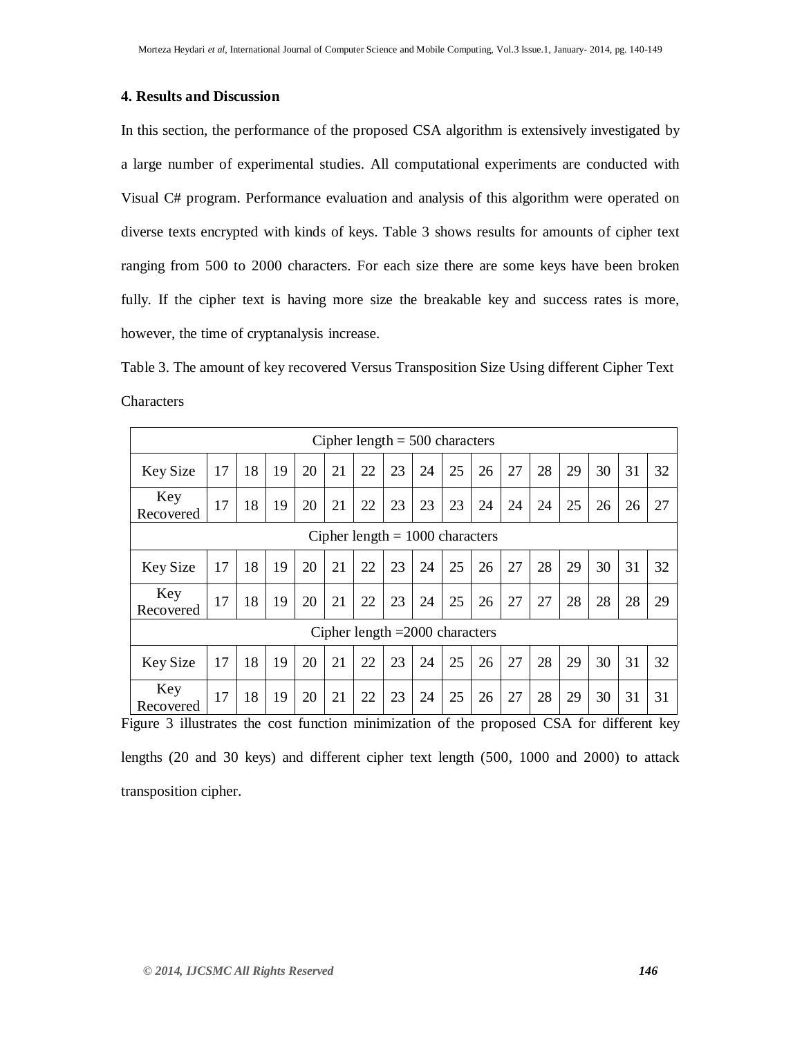## 4. Results and Discussion

In this section, the performance of the proposed CSA algorithm is extensively investigated by a large number of experimental studies. All computational experiments are conducted with Visual C# program. Performance evaluation and analysis of this algorithm were operated on diverse texts encrypted with kinds of keys. Table 3 shows results for amounts of cipher text ranging from 500 to 2000 characters. For each size there are some keys have been broken fully. If the cipher text is having more size the breakable key and success rates is more, however, the time of cryptanalysis increase.

Table 3. The amount of key recovered Versus Transposition Size Using different Cipher Text Characters

| Cipher length = 500 characters | | | | | | | | | | | | | | | | |
|---|---|---|---|---|---|---|---|---|---|---|---|---|---|---|---|---|
| Key Size | 17 | 18 | 19 | 20 | 21 | 22 | 23 | 24 | 25 | 26 | 27 | 28 | 29 | 30 | 31 | 32 |
| Key Recovered | 17 | 18 | 19 | 20 | 21 | 22 | 23 | 23 | 23 | 24 | 24 | 24 | 25 | 26 | 26 | 27 |
| Cipher length = 1000 characters | | | | | | | | | | | | | | | | |
| Key Size | 17 | 18 | 19 | 20 | 21 | 22 | 23 | 24 | 25 | 26 | 27 | 28 | 29 | 30 | 31 | 32 |
| Key Recovered | 17 | 18 | 19 | 20 | 21 | 22 | 23 | 24 | 25 | 26 | 27 | 27 | 28 | 28 | 28 | 29 |
| Cipher length =2000 characters | | | | | | | | | | | | | | | | |
| Key Size | 17 | 18 | 19 | 20 | 21 | 22 | 23 | 24 | 25 | 26 | 27 | 28 | 29 | 30 | 31 | 32 |
| Key Recovered | 17 | 18 | 19 | 20 | 21 | 22 | 23 | 24 | 25 | 26 | 27 | 28 | 29 | 30 | 31 | 31 |

Figure 3 illustrates the cost function minimization of the proposed CSA for different key lengths (20 and 30 keys) and different cipher text length (500, 1000 and 2000) to attack transposition cipher.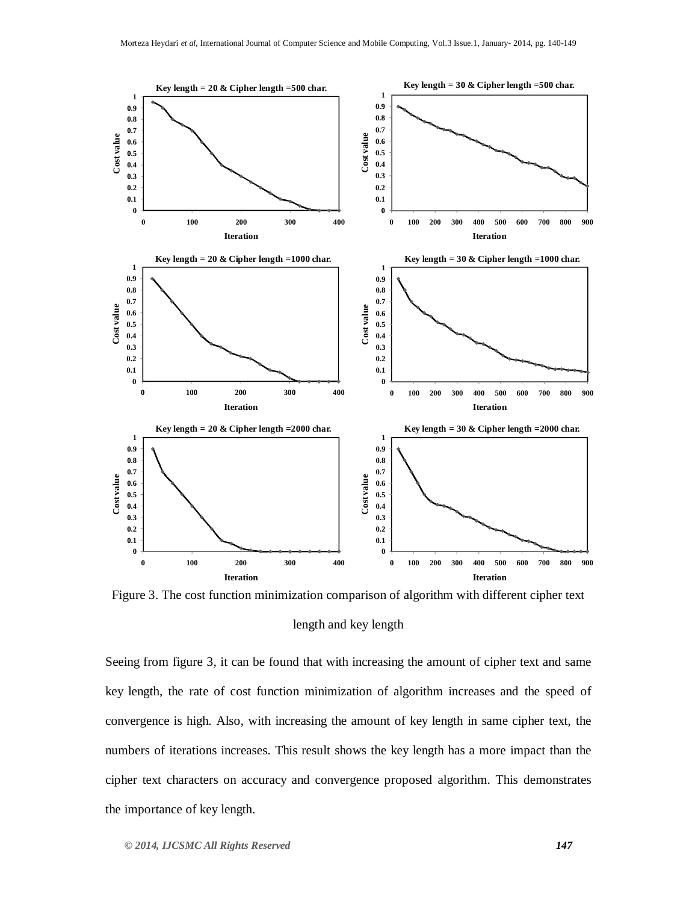Figure 3. The cost function minimization comparison of algorithm with different cipher text length and key length

Seeing from figure 3, it can be found that with increasing the amount of cipher text and same key length, the rate of cost function minimization of algorithm increases and the speed of convergence is high. Also, with increasing the amount of key length in same cipher text, the numbers of iterations increases. This result shows the key length has a more impact than the cipher text characters on accuracy and convergence proposed algorithm. This demonstrates the importance of key length.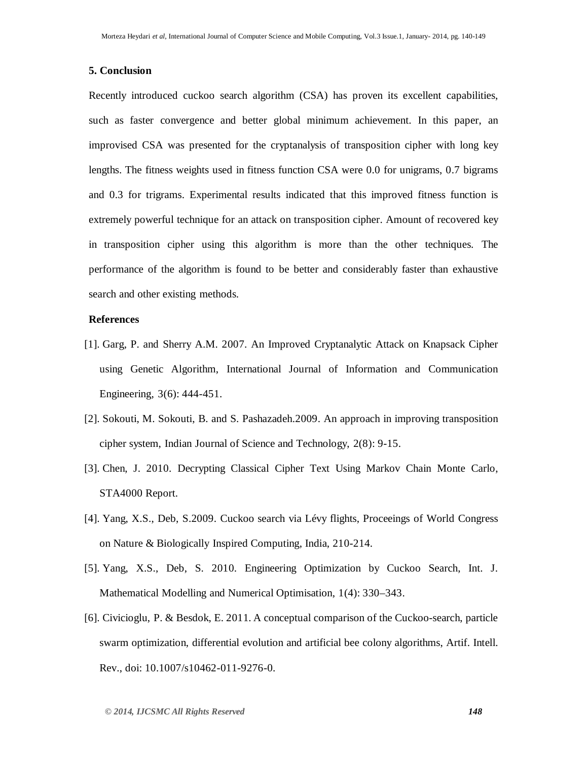## 5. Conclusion

Recently introduced cuckoo search algorithm (CSA) has proven its excellent capabilities, such as faster convergence and better global minimum achievement. In this paper, an improvised CSA was presented for the cryptanalysis of transposition cipher with long key lengths. The fitness weights used in fitness function CSA were 0.0 for unigrams, 0.7 bigrams and 0.3 for trigrams. Experimental results indicated that this improved fitness function is extremely powerful technique for an attack on transposition cipher. Amount of recovered key in transposition cipher using this algorithm is more than the other techniques. The performance of the algorithm is found to be better and considerably faster than exhaustive search and other existing methods.

## References

[1]. Garg, P. and Sherry A.M. 2007. An Improved Cryptanalytic Attack on Knapsack Cipher using Genetic Algorithm, International Journal of Information and Communication Engineering, 3(6): 444-451.

[2]. Sokouti, M. Sokouti, B. and S. Pashazadeh.2009. An approach in improving transposition cipher system, Indian Journal of Science and Technology, 2(8): 9-15.

[3]. Chen, J. 2010. Decrypting Classical Cipher Text Using Markov Chain Monte Carlo, STA4000 Report.

[4]. Yang, X.S., Deb, S.2009. Cuckoo search via Lévy flights, Proceeings of World Congress on Nature & Biologically Inspired Computing, India, 210-214.

[5]. Yang, X.S., Deb, S. 2010. Engineering Optimization by Cuckoo Search, Int. J. Mathematical Modelling and Numerical Optimisation, 1(4): 330–343.

[6]. Civicioglu, P. & Besdok, E. 2011. A conceptual comparison of the Cuckoo-search, particle swarm optimization, differential evolution and artificial bee colony algorithms, Artif. Intell. Rev., doi: 10.1007/s10462-011-9276-0.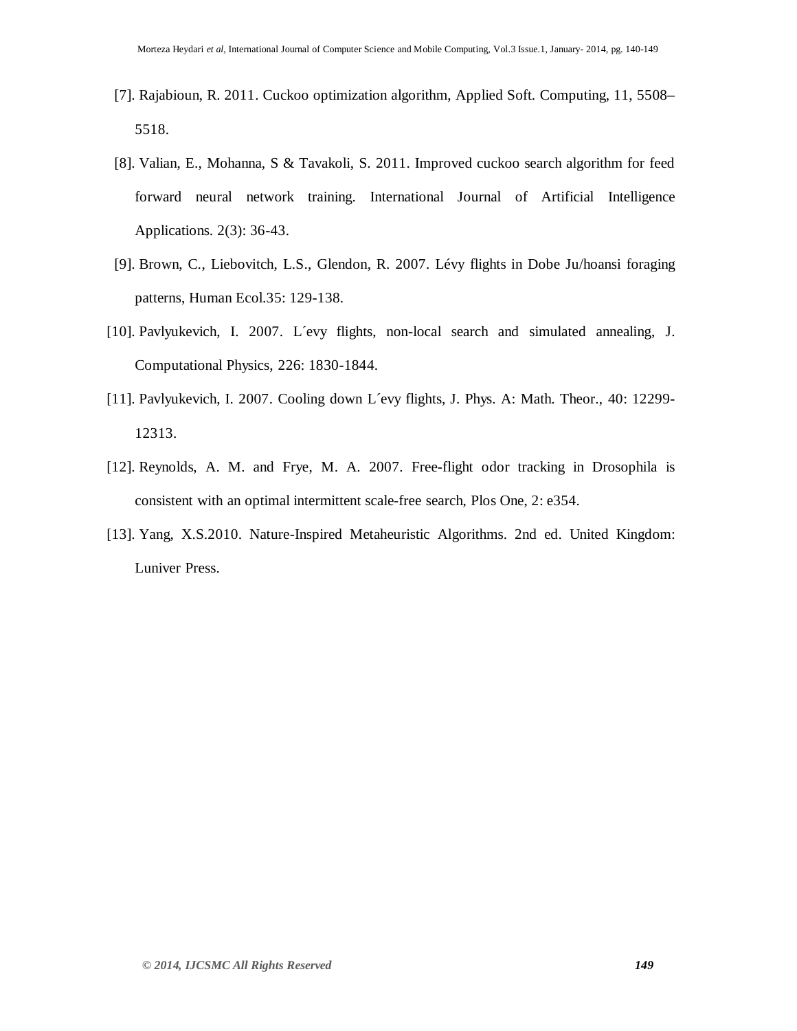[7]. Rajabioun, R. 2011. Cuckoo optimization algorithm, Applied Soft. Computing, 11, 5508–5518.

[8]. Valian, E., Mohanna, S & Tavakoli, S. 2011. Improved cuckoo search algorithm for feed forward neural network training. International Journal of Artificial Intelligence Applications. 2(3): 36-43.

[9]. Brown, C., Liebovitch, L.S., Glendon, R. 2007. Lévy flights in Dobe Ju/hoansi foraging patterns, Human Ecol.35: 129-138.

[10]. Pavlyukevich, I. 2007. L´evy flights, non-local search and simulated annealing, J. Computational Physics, 226: 1830-1844.

[11]. Pavlyukevich, I. 2007. Cooling down L´evy flights, J. Phys. A: Math. Theor., 40: 12299-12313.

[12]. Reynolds, A. M. and Frye, M. A. 2007. Free-flight odor tracking in Drosophila is consistent with an optimal intermittent scale-free search, Plos One, 2: e354.

[13]. Yang, X.S.2010. Nature-Inspired Metaheuristic Algorithms. 2nd ed. United Kingdom: Luniver Press.